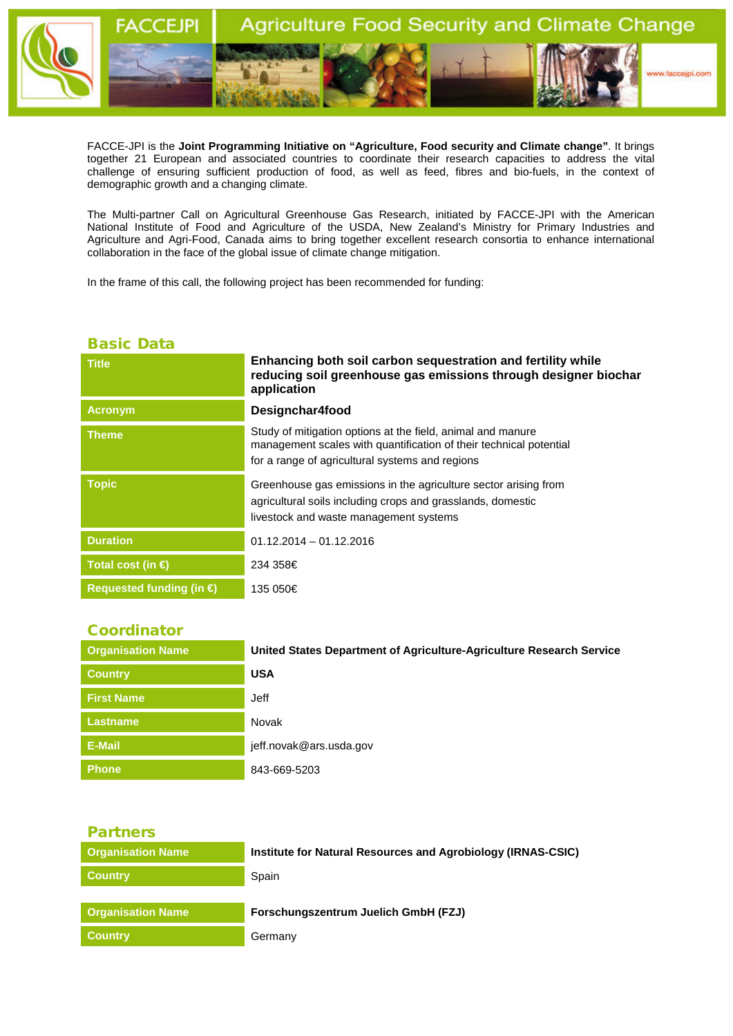FACCE-JPI is the **Joint Programming Initiative on "Agriculture, Food security and Climate change"**. It brings together 21 European and associated countries to coordinate their research capacities to address the vital challenge of ensuring sufficient production of food, as well as feed, fibres and bio-fuels, in the context of demographic growth and a changing climate.

The Multi-partner Call on Agricultural Greenhouse Gas Research, initiated by FACCE-JPI with the American National Institute of Food and Agriculture of the USDA, New Zealand's Ministry for Primary Industries and Agriculture and Agri-Food, Canada aims to bring together excellent research consortia to enhance international collaboration in the face of the global issue of climate change mitigation.

In the frame of this call, the following project has been recommended for funding:

## Basic Data

| | |
|---|---|
| **Title** | **Enhancing both soil carbon sequestration and fertility while reducing soil greenhouse gas emissions through designer biochar application** |
| **Acronym** | **Designchar4food** |
| **Theme** | Study of mitigation options at the field, animal and manure management scales with quantification of their technical potential for a range of agricultural systems and regions |
| **Topic** | Greenhouse gas emissions in the agriculture sector arising from agricultural soils including crops and grasslands, domestic livestock and waste management systems |
| **Duration** | 01.12.2014 – 01.12.2016 |
| **Total cost (in €)** | 234 358€ |
| **Requested funding (in €)** | 135 050€ |

## Coordinator

| | |
|---|---|
| **Organisation Name** | **United States Department of Agriculture-Agriculture Research Service** |
| **Country** | **USA** |
| **First Name** | Jeff |
| **Lastname** | Novak |
| **E-Mail** | jeff.novak@ars.usda.gov |
| **Phone** | 843-669-5203 |

## Partners

| | |
|---|---|
| **Organisation Name** | **Institute for Natural Resources and Agrobiology (IRNAS-CSIC)** |
| **Country** | Spain |

| | |
|---|---|
| **Organisation Name** | **Forschungszentrum Juelich GmbH (FZJ)** |
| **Country** | Germany |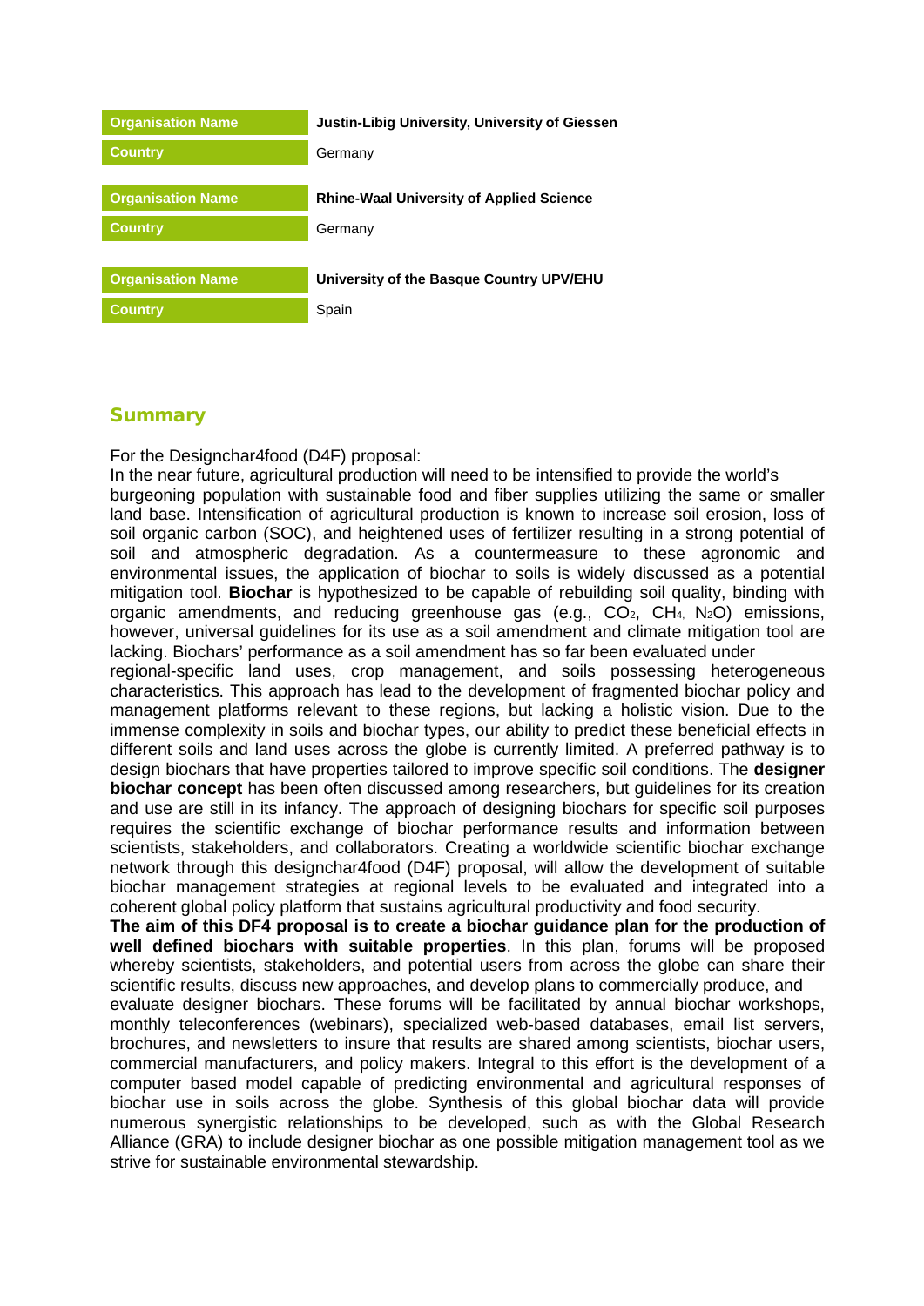| | |
|---|---|
| **Organisation Name** | **Justin-Libig University, University of Giessen** |
| **Country** | Germany |

| | |
|---|---|
| **Organisation Name** | **Rhine-Waal University of Applied Science** |
| **Country** | Germany |

| | |
|---|---|
| **Organisation Name** | **University of the Basque Country UPV/EHU** |
| **Country** | Spain |

## Summary

For the Designchar4food (D4F) proposal:
In the near future, agricultural production will need to be intensified to provide the world's burgeoning population with sustainable food and fiber supplies utilizing the same or smaller land base. Intensification of agricultural production is known to increase soil erosion, loss of soil organic carbon (SOC), and heightened uses of fertilizer resulting in a strong potential of soil and atmospheric degradation. As a countermeasure to these agronomic and environmental issues, the application of biochar to soils is widely discussed as a potential mitigation tool. **Biochar** is hypothesized to be capable of rebuilding soil quality, binding with organic amendments, and reducing greenhouse gas (e.g., $CO_2$, $CH_4$, $N_2O$) emissions, however, universal guidelines for its use as a soil amendment and climate mitigation tool are lacking. Biochars' performance as a soil amendment has so far been evaluated under regional-specific land uses, crop management, and soils possessing heterogeneous characteristics. This approach has lead to the development of fragmented biochar policy and management platforms relevant to these regions, but lacking a holistic vision. Due to the immense complexity in soils and biochar types, our ability to predict these beneficial effects in different soils and land uses across the globe is currently limited. A preferred pathway is to design biochars that have properties tailored to improve specific soil conditions. The **designer biochar concept** has been often discussed among researchers, but guidelines for its creation and use are still in its infancy. The approach of designing biochars for specific soil purposes requires the scientific exchange of biochar performance results and information between scientists, stakeholders, and collaborators. Creating a worldwide scientific biochar exchange network through this designchar4food (D4F) proposal, will allow the development of suitable biochar management strategies at regional levels to be evaluated and integrated into a coherent global policy platform that sustains agricultural productivity and food security.
**The aim of this DF4 proposal is to create a biochar guidance plan for the production of well defined biochars with suitable properties**. In this plan, forums will be proposed whereby scientists, stakeholders, and potential users from across the globe can share their scientific results, discuss new approaches, and develop plans to commercially produce, and evaluate designer biochars. These forums will be facilitated by annual biochar workshops, monthly teleconferences (webinars), specialized web-based databases, email list servers, brochures, and newsletters to insure that results are shared among scientists, biochar users, commercial manufacturers, and policy makers. Integral to this effort is the development of a computer based model capable of predicting environmental and agricultural responses of biochar use in soils across the globe. Synthesis of this global biochar data will provide numerous synergistic relationships to be developed, such as with the Global Research Alliance (GRA) to include designer biochar as one possible mitigation management tool as we strive for sustainable environmental stewardship.